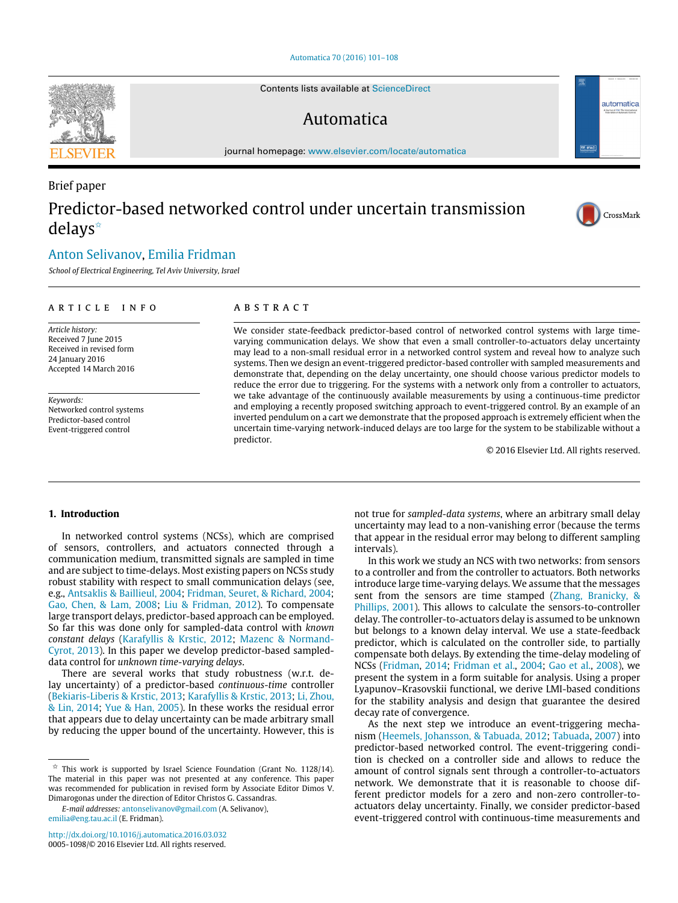Brief paper

# Predictor-based networked control under uncertain transmission delays ☆

Anton Selivanov, Emilia Fridman

*School of Electrical Engineering, Tel Aviv University, Israel*

**ARTICLE INFO**

*Article history:*
Received 7 June 2015
Received in revised form
24 January 2016
Accepted 14 March 2016

*Keywords:*
Networked control systems
Predictor-based control
Event-triggered control

**ABSTRACT**

We consider state-feedback predictor-based control of networked control systems with large time-varying communication delays. We show that even a small controller-to-actuators delay uncertainty may lead to a non-small residual error in a networked control system and reveal how to analyze such systems. Then we design an event-triggered predictor-based controller with sampled measurements and demonstrate that, depending on the delay uncertainty, one should choose various predictor models to reduce the error due to triggering. For the systems with a network only from a controller to actuators, we take advantage of the continuously available measurements by using a continuous-time predictor and employing a recently proposed switching approach to event-triggered control. By an example of an inverted pendulum on a cart we demonstrate that the proposed approach is extremely efficient when the uncertain time-varying network-induced delays are too large for the system to be stabilizable without a predictor.

© 2016 Elsevier Ltd. All rights reserved.

## 1. Introduction

In networked control systems (NCSs), which are comprised of sensors, controllers, and actuators connected through a communication medium, transmitted signals are sampled in time and are subject to time-delays. Most existing papers on NCSs study robust stability with respect to small communication delays (see, e.g., Antsaklis & Baillieul, 2004; Fridman, Seuret, & Richard, 2004; Gao, Chen, & Lam, 2008; Liu & Fridman, 2012). To compensate large transport delays, predictor-based approach can be employed. So far this was done only for sampled-data control with *known constant delays* (Karafyllis & Krstic, 2012; Mazenc & Normand-Cyrot, 2013). In this paper we develop predictor-based sampled-data control for *unknown time-varying delays*.

There are several works that study robustness (w.r.t. delay uncertainty) of a predictor-based *continuous-time* controller (Bekiaris-Liberis & Krstic, 2013; Karafyllis & Krstic, 2013; Li, Zhou, & Lin, 2014; Yue & Han, 2005). In these works the residual error that appears due to delay uncertainty can be made arbitrary small by reducing the upper bound of the uncertainty. However, this is not true for *sampled-data systems*, where an arbitrary small delay uncertainty may lead to a non-vanishing error (because the terms that appear in the residual error may belong to different sampling intervals).

In this work we study an NCS with two networks: from sensors to a controller and from the controller to actuators. Both networks introduce large time-varying delays. We assume that the messages sent from the sensors are time stamped (Zhang, Branicky, & Phillips, 2001). This allows to calculate the sensors-to-controller delay. The controller-to-actuators delay is assumed to be unknown but belongs to a known delay interval. We use a state-feedback predictor, which is calculated on the controller side, to partially compensate both delays. By extending the time-delay modeling of NCSs (Fridman, 2014; Fridman et al., 2004; Gao et al., 2008), we present the system in a form suitable for analysis. Using a proper Lyapunov–Krasovskii functional, we derive LMI-based conditions for the stability analysis and design that guarantee the desired decay rate of convergence.

As the next step we introduce an event-triggering mechanism (Heemels, Johansson, & Tabuada, 2012; Tabuada, 2007) into predictor-based networked control. The event-triggering condition is checked on a controller side and allows to reduce the amount of control signals sent through a controller-to-actuators network. We demonstrate that it is reasonable to choose different predictor models for a zero and non-zero controller-to-actuators delay uncertainty. Finally, we consider predictor-based event-triggered control with continuous-time measurements and

☆ This work is supported by Israel Science Foundation (Grant No. 1128/14). The material in this paper was not presented at any conference. This paper was recommended for publication in revised form by Associate Editor Dimos V. Dimarogonas under the direction of Editor Christos G. Cassandras.

*E-mail addresses:* antonselivanov@gmail.com (A. Selivanov), emilia@eng.tau.ac.il (E. Fridman).

http://dx.doi.org/10.1016/j.automatica.2016.03.032
0005-1098/© 2016 Elsevier Ltd. All rights reserved.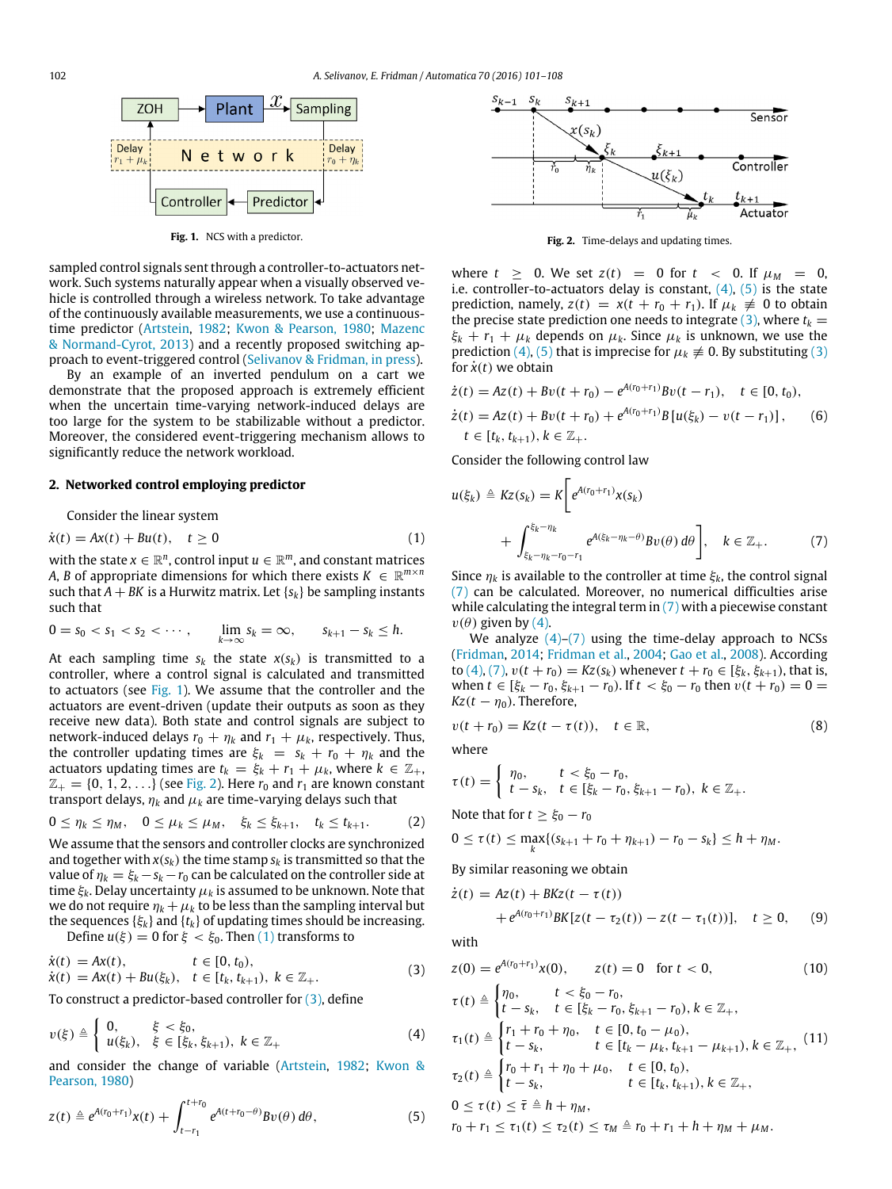Fig. 1. NCS with a predictor.

Fig. 2. Time-delays and updating times.

sampled control signals sent through a controller-to-actuators network. Such systems naturally appear when a visually observed vehicle is controlled through a wireless network. To take advantage of the continuously available measurements, we use a continuous-time predictor (Artstein, 1982; Kwon & Pearson, 1980; Mazenc & Normand-Cyrot, 2013) and a recently proposed switching approach to event-triggered control (Selivanov & Fridman, in press).

By an example of an inverted pendulum on a cart we demonstrate that the proposed approach is extremely efficient when the uncertain time-varying network-induced delays are too large for the system to be stabilizable without a predictor. Moreover, the considered event-triggering mechanism allows to significantly reduce the network workload.

## 2. Networked control employing predictor

Consider the linear system

$$\dot{x}(t) = Ax(t) + Bu(t), \quad t \geq 0 \tag{1}$$

with the state $x \in \mathbb{R}^n$, control input $u \in \mathbb{R}^m$, and constant matrices $A$, $B$ of appropriate dimensions for which there exists $K \in \mathbb{R}^{m\times n}$ such that $A + BK$ is a Hurwitz matrix. Let $\{s_k\}$ be sampling instants such that

$$0 = s_0 < s_1 < s_2 < \cdots, \qquad \lim_{k\to\infty} s_k = \infty, \qquad s_{k+1} - s_k \leq h.$$

At each sampling time $s_k$ the state $x(s_k)$ is transmitted to a controller, where a control signal is calculated and transmitted to actuators (see Fig. 1). We assume that the controller and the actuators are event-driven (update their outputs as soon as they receive new data). Both state and control signals are subject to network-induced delays $r_0 + \eta_k$ and $r_1 + \mu_k$, respectively. Thus, the controller updating times are $\xi_k = s_k + r_0 + \eta_k$ and the actuators updating times are $t_k = \xi_k + r_1 + \mu_k$, where $k \in \mathbb{Z}_+$, $\mathbb{Z}_+ = \{0, 1, 2, \ldots\}$ (see Fig. 2). Here $r_0$ and $r_1$ are known constant transport delays, $\eta_k$ and $\mu_k$ are time-varying delays such that

$$0 \leq \eta_k \leq \eta_M, \quad 0 \leq \mu_k \leq \mu_M, \quad \xi_k \leq \xi_{k+1}, \quad t_k \leq t_{k+1}. \tag{2}$$

We assume that the sensors and controller clocks are synchronized and together with $x(s_k)$ the time stamp $s_k$ is transmitted so that the value of $\eta_k = \xi_k - s_k - r_0$ can be calculated on the controller side at time $\xi_k$. Delay uncertainty $\mu_k$ is assumed to be unknown. Note that we do not require $\eta_k + \mu_k$ to be less than the sampling interval but the sequences $\{\xi_k\}$ and $\{t_k\}$ of updating times should be increasing.

Define $u(\xi) = 0$ for $\xi < \xi_0$. Then (1) transforms to

$$\begin{aligned} \dot{x}(t) &= Ax(t), & t &\in [0, t_0), \\ \dot{x}(t) &= Ax(t) + Bu(\xi_k), & t &\in [t_k, t_{k+1}), \ k \in \mathbb{Z}_+. \end{aligned} \tag{3}$$

To construct a predictor-based controller for (3), define

$$v(\xi) \triangleq \begin{cases} 0, & \xi < \xi_0, \\ u(\xi_k), & \xi \in [\xi_k, \xi_{k+1}), \ k \in \mathbb{Z}_+ \end{cases} \tag{4}$$

and consider the change of variable (Artstein, 1982; Kwon & Pearson, 1980)

$$z(t) \triangleq e^{A(r_0+r_1)}x(t) + \int_{t-r_1}^{t+r_0} e^{A(t+r_0-\theta)}Bv(\theta)\, d\theta, \tag{5}$$

where $t \geq 0$. We set $z(t) = 0$ for $t < 0$. If $\mu_M = 0$, i.e. controller-to-actuators delay is constant, (4), (5) is the state prediction, namely, $z(t) = x(t + r_0 + r_1)$. If $\mu_k \not\equiv 0$ to obtain the precise state prediction one needs to integrate (3), where $t_k = \xi_k + r_1 + \mu_k$ depends on $\mu_k$. Since $\mu_k$ is unknown, we use the prediction (4), (5) that is imprecise for $\mu_k \not\equiv 0$. By substituting (3) for $\dot{x}(t)$ we obtain

$$\begin{aligned} \dot{z}(t) &= Az(t) + Bv(t + r_0) - e^{A(r_0+r_1)}Bv(t - r_1), \quad t \in [0, t_0), \\ \dot{z}(t) &= Az(t) + Bv(t + r_0) + e^{A(r_0+r_1)}B\left[u(\xi_k) - v(t - r_1)\right], \\ & \quad t \in [t_k, t_{k+1}), \ k \in \mathbb{Z}_+. \end{aligned} \tag{6}$$

Consider the following control law

$$u(\xi_k) \triangleq Kz(s_k) = K\left[e^{A(r_0+r_1)}x(s_k) + \int_{\xi_k-\eta_k-r_0-r_1}^{\xi_k-\eta_k} e^{A(\xi_k-\eta_k-\theta)}Bv(\theta)\, d\theta\right], \quad k \in \mathbb{Z}_+. \tag{7}$$

Since $\eta_k$ is available to the controller at time $\xi_k$, the control signal (7) can be calculated. Moreover, no numerical difficulties arise while calculating the integral term in (7) with a piecewise constant $v(\theta)$ given by (4).

We analyze (4)–(7) using the time-delay approach to NCSs (Fridman, 2014; Fridman et al., 2004; Gao et al., 2008). According to (4), (7), $v(t + r_0) = Kz(s_k)$ whenever $t + r_0 \in [\xi_k, \xi_{k+1})$, that is, when $t \in [\xi_k - r_0, \xi_{k+1} - r_0)$. If $t < \xi_0 - r_0$ then $v(t + r_0) = 0 = Kz(t - \eta_0)$. Therefore,

$$v(t + r_0) = Kz(t - \tau(t)), \quad t \in \mathbb{R}, \tag{8}$$

where

$$\tau(t) = \begin{cases} \eta_0, & t < \xi_0 - r_0, \\ t - s_k, & t \in [\xi_k - r_0, \xi_{k+1} - r_0), \ k \in \mathbb{Z}_+. \end{cases}$$

Note that for $t \geq \xi_0 - r_0$

$$0 \leq \tau(t) \leq \max_k\{(s_{k+1} + r_0 + \eta_{k+1}) - r_0 - s_k\} \leq h + \eta_M.$$

By similar reasoning we obtain

$$\begin{aligned} \dot{z}(t) &= Az(t) + BKz(t - \tau(t)) \\ &\quad + e^{A(r_0+r_1)}BK[z(t - \tau_2(t)) - z(t - \tau_1(t))], \quad t \geq 0, \end{aligned} \tag{9}$$

with

$$z(0) = e^{A(r_0+r_1)}x(0), \qquad z(t) = 0 \quad \text{for } t < 0, \tag{10}$$

$$\begin{aligned} \tau(t) &\triangleq \begin{cases} \eta_0, & t < \xi_0 - r_0, \\ t - s_k, & t \in [\xi_k - r_0, \xi_{k+1} - r_0), k \in \mathbb{Z}_+, \end{cases} \\ \tau_1(t) &\triangleq \begin{cases} r_1 + r_0 + \eta_0, & t \in [0, t_0 - \mu_0), \\ t - s_k, & t \in [t_k - \mu_k, t_{k+1} - \mu_{k+1}), k \in \mathbb{Z}_+, \end{cases} \\ \tau_2(t) &\triangleq \begin{cases} r_0 + r_1 + \eta_0 + \mu_0, & t \in [0, t_0), \\ t - s_k, & t \in [t_k, t_{k+1}), k \in \mathbb{Z}_+, \end{cases} \\ & 0 \leq \tau(t) \leq \bar{\tau} \triangleq h + \eta_M, \\ & r_0 + r_1 \leq \tau_1(t) \leq \tau_2(t) \leq \tau_M \triangleq r_0 + r_1 + h + \eta_M + \mu_M. \end{aligned} \tag{11}$$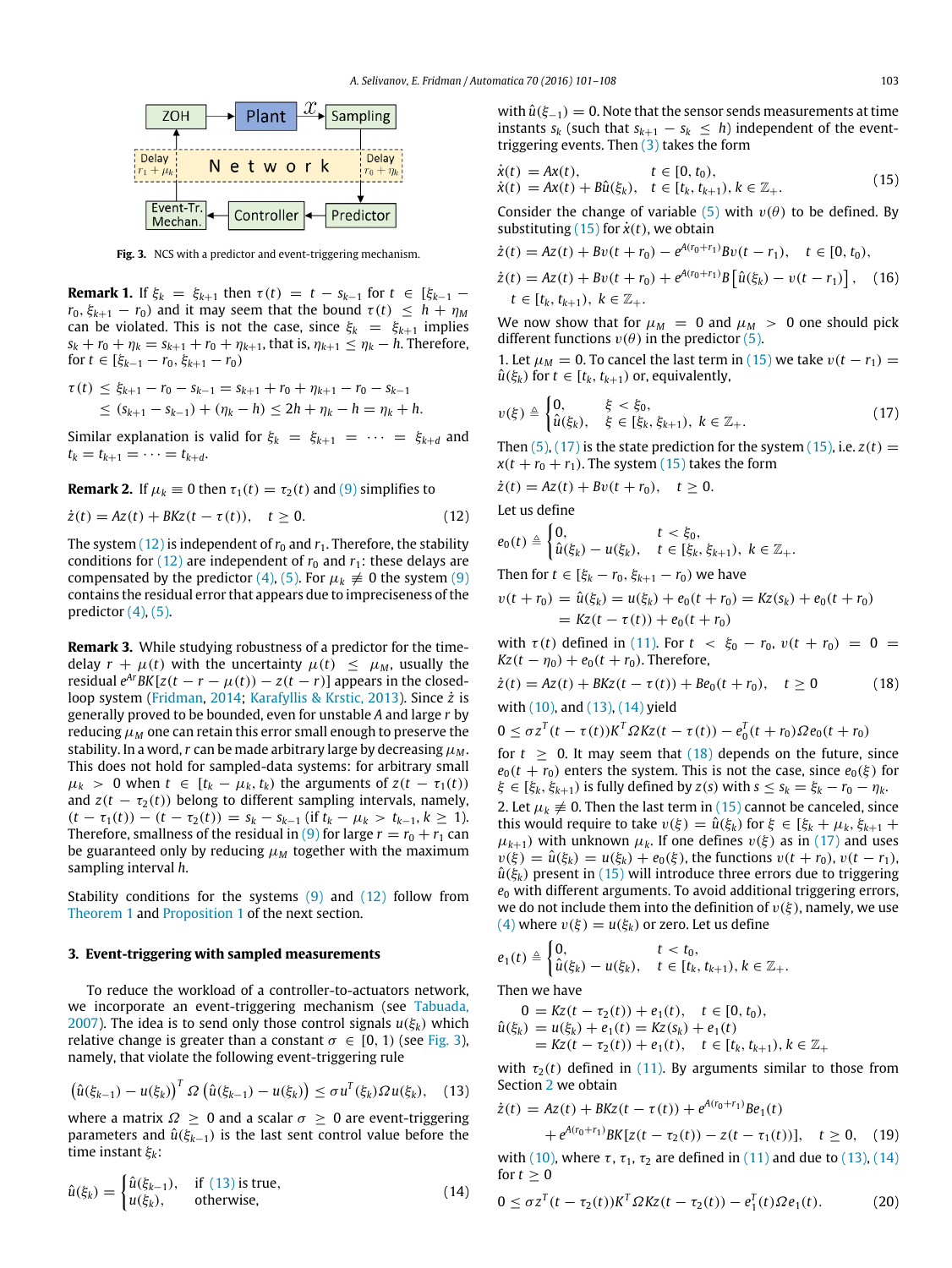Fig. 3. NCS with a predictor and event-triggering mechanism.

**Remark 1.** If $\xi_k = \xi_{k+1}$ then $\tau(t) = t - s_{k-1}$ for $t \in [\xi_{k-1} - r_0, \xi_{k+1} - r_0)$ and it may seem that the bound $\tau(t) \le h + \eta_M$ can be violated. This is not the case, since $\xi_k = \xi_{k+1}$ implies $s_k + r_0 + \eta_k = s_{k+1} + r_0 + \eta_{k+1}$, that is, $\eta_{k+1} \le \eta_k - h$. Therefore, for $t \in [\xi_{k-1} - r_0, \xi_{k+1} - r_0)$

$$\begin{aligned}\tau(t) &\le \xi_{k+1} - r_0 - s_{k-1} = s_{k+1} + r_0 + \eta_{k+1} - r_0 - s_{k-1} \\ &\le (s_{k+1} - s_{k-1}) + (\eta_k - h) \le 2h + \eta_k - h = \eta_k + h.\end{aligned}$$

Similar explanation is valid for $\xi_k = \xi_{k+1} = \cdots = \xi_{k+d}$ and $t_k = t_{k+1} = \cdots = t_{k+d}$.

**Remark 2.** If $\mu_k \equiv 0$ then $\tau_1(t) = \tau_2(t)$ and (9) simplifies to

$$\dot{z}(t) = Az(t) + BKz(t - \tau(t)), \quad t \ge 0. \tag{12}$$

The system (12) is independent of $r_0$ and $r_1$. Therefore, the stability conditions for (12) are independent of $r_0$ and $r_1$: these delays are compensated by the predictor (4), (5). For $\mu_k \not\equiv 0$ the system (9) contains the residual error that appears due to impreciseness of the predictor (4), (5).

**Remark 3.** While studying robustness of a predictor for the time-delay $r + \mu(t)$ with the uncertainty $\mu(t) \le \mu_M$, usually the residual $e^{Ar}BK[z(t - r - \mu(t)) - z(t - r)]$ appears in the closed-loop system (Fridman, 2014; Karafyllis & Krstic, 2013). Since $\dot{z}$ is generally proved to be bounded, even for unstable $A$ and large $r$ by reducing $\mu_M$ one can retain this error small enough to preserve the stability. In a word, $r$ can be made arbitrary large by decreasing $\mu_M$. This does not hold for sampled-data systems: for arbitrary small $\mu_k > 0$ when $t \in [t_k - \mu_k, t_k)$ the arguments of $z(t - \tau_1(t))$ and $z(t - \tau_2(t))$ belong to different sampling intervals, namely, $(t - \tau_1(t)) - (t - \tau_2(t)) = s_k - s_{k-1}$ (if $t_k - \mu_k > t_{k-1}, k \ge 1$). Therefore, smallness of the residual in (9) for large $r = r_0 + r_1$ can be guaranteed only by reducing $\mu_M$ together with the maximum sampling interval $h$.

Stability conditions for the systems (9) and (12) follow from Theorem 1 and Proposition 1 of the next section.

## 3. Event-triggering with sampled measurements

To reduce the workload of a controller-to-actuators network, we incorporate an event-triggering mechanism (see Tabuada, 2007). The idea is to send only those control signals $u(\xi_k)$ which relative change is greater than a constant $\sigma \in [0, 1)$ (see Fig. 3), namely, that violate the following event-triggering rule

$$\left(\hat{u}(\xi_{k-1}) - u(\xi_k)\right)^T \Omega \left(\hat{u}(\xi_{k-1}) - u(\xi_k)\right) \le \sigma u^T(\xi_k)\Omega u(\xi_k), \tag{13}$$

where a matrix $\Omega \ge 0$ and a scalar $\sigma \ge 0$ are event-triggering parameters and $\hat{u}(\xi_{k-1})$ is the last sent control value before the time instant $\xi_k$:

$$\hat{u}(\xi_k) = \begin{cases} \hat{u}(\xi_{k-1}), & \text{if (13) is true,} \\ u(\xi_k), & \text{otherwise,} \end{cases} \tag{14}$$

with $\hat{u}(\xi_{-1}) = 0$. Note that the sensor sends measurements at time instants $s_k$ (such that $s_{k+1} - s_k \le h$) independent of the event-triggering events. Then (3) takes the form

$$\begin{aligned}\dot{x}(t) &= Ax(t), & t &\in [0, t_0), \\ \dot{x}(t) &= Ax(t) + B\hat{u}(\xi_k), & t &\in [t_k, t_{k+1}), \ k \in \mathbb{Z}_+.\end{aligned} \tag{15}$$

Consider the change of variable (5) with $v(\theta)$ to be defined. By substituting (15) for $\dot{x}(t)$, we obtain

$$\begin{aligned}\dot{z}(t) &= Az(t) + Bv(t + r_0) - e^{A(r_0+r_1)}Bv(t - r_1), \quad t \in [0, t_0), \\ \dot{z}(t) &= Az(t) + Bv(t + r_0) + e^{A(r_0+r_1)}B\left[\hat{u}(\xi_k) - v(t - r_1)\right], \\ &\quad t \in [t_k, t_{k+1}), \ k \in \mathbb{Z}_+.\end{aligned} \tag{16}$$

We now show that for $\mu_M = 0$ and $\mu_M > 0$ one should pick different functions $v(\theta)$ in the predictor (5).

1. Let $\mu_M = 0$. To cancel the last term in (15) we take $v(t - r_1) = \hat{u}(\xi_k)$ for $t \in [t_k, t_{k+1})$ or, equivalently,

$$v(\xi) \triangleq \begin{cases} 0, & \xi < \xi_0, \\ \hat{u}(\xi_k), & \xi \in [\xi_k, \xi_{k+1}), \ k \in \mathbb{Z}_+. \end{cases} \tag{17}$$

Then (5), (17) is the state prediction for the system (15), i.e. $z(t) = x(t + r_0 + r_1)$. The system (15) takes the form

$$\dot{z}(t) = Az(t) + Bv(t + r_0), \quad t \ge 0.$$

Let us define

$$e_0(t) \triangleq \begin{cases} 0, & t < \xi_0, \\ \hat{u}(\xi_k) - u(\xi_k), & t \in [\xi_k, \xi_{k+1}), \ k \in \mathbb{Z}_+. \end{cases}$$

Then for $t \in [\xi_k - r_0, \xi_{k+1} - r_0)$ we have

$$\begin{aligned}v(t + r_0) &= \hat{u}(\xi_k) = u(\xi_k) + e_0(t + r_0) = Kz(s_k) + e_0(t + r_0) \\ &= Kz(t - \tau(t)) + e_0(t + r_0)\end{aligned}$$

with $\tau(t)$ defined in (11). For $t < \xi_0 - r_0$, $v(t + r_0) = 0 = Kz(t - \eta_0) + e_0(t + r_0)$. Therefore,

$$\dot{z}(t) = Az(t) + BKz(t - \tau(t)) + Be_0(t + r_0), \quad t \ge 0 \tag{18}$$

with (10), and (13), (14) yield

$$0 \le \sigma z^T(t - \tau(t))K^T\Omega Kz(t - \tau(t)) - e_0^T(t + r_0)\Omega e_0(t + r_0)$$

for $t \ge 0$. It may seem that (18) depends on the future, since $e_0(t + r_0)$ enters the system. This is not the case, since $e_0(\xi)$ for $\xi \in [\xi_k, \xi_{k+1})$ is fully defined by $z(s)$ with $s \le s_k = \xi_k - r_0 - \eta_k$.

2. Let $\mu_k \not\equiv 0$. Then the last term in (15) cannot be canceled, since this would require to take $v(\xi) = \hat{u}(\xi_k)$ for $\xi \in [\xi_k + \mu_k, \xi_{k+1} + \mu_{k+1})$ with unknown $\mu_k$. If one defines $v(\xi)$ as in (17) and uses $v(\xi) = \hat{u}(\xi_k) = u(\xi_k) + e_0(\xi)$, the functions $v(t + r_0)$, $v(t - r_1)$, $\hat{u}(\xi_k)$ present in (15) will introduce three errors due to triggering $e_0$ with different arguments. To avoid additional triggering errors, we do not include them into the definition of $v(\xi)$, namely, we use (4) where $v(\xi) = u(\xi_k)$ or zero. Let us define

$$e_1(t) \triangleq \begin{cases} 0, & t < t_0, \\ \hat{u}(\xi_k) - u(\xi_k), & t \in [t_k, t_{k+1}), \ k \in \mathbb{Z}_+. \end{cases}$$

Then we have

$$\begin{aligned}0 &= Kz(t - \tau_2(t)) + e_1(t), \quad t \in [0, t_0), \\ \hat{u}(\xi_k) &= u(\xi_k) + e_1(t) = Kz(s_k) + e_1(t) \\ &= Kz(t - \tau_2(t)) + e_1(t), \quad t \in [t_k, t_{k+1}), \ k \in \mathbb{Z}_+\end{aligned}$$

with $\tau_2(t)$ defined in (11). By arguments similar to those from Section 2 we obtain

$$\begin{aligned}\dot{z}(t) &= Az(t) + BKz(t - \tau(t)) + e^{A(r_0+r_1)}Be_1(t) \\ &\quad + e^{A(r_0+r_1)}BK[z(t - \tau_2(t)) - z(t - \tau_1(t))], \quad t \ge 0,\end{aligned} \tag{19}$$

with (10), where $\tau$, $\tau_1$, $\tau_2$ are defined in (11) and due to (13), (14) for $t \ge 0$

$$0 \le \sigma z^T(t - \tau_2(t))K^T\Omega Kz(t - \tau_2(t)) - e_1^T(t)\Omega e_1(t). \tag{20}$$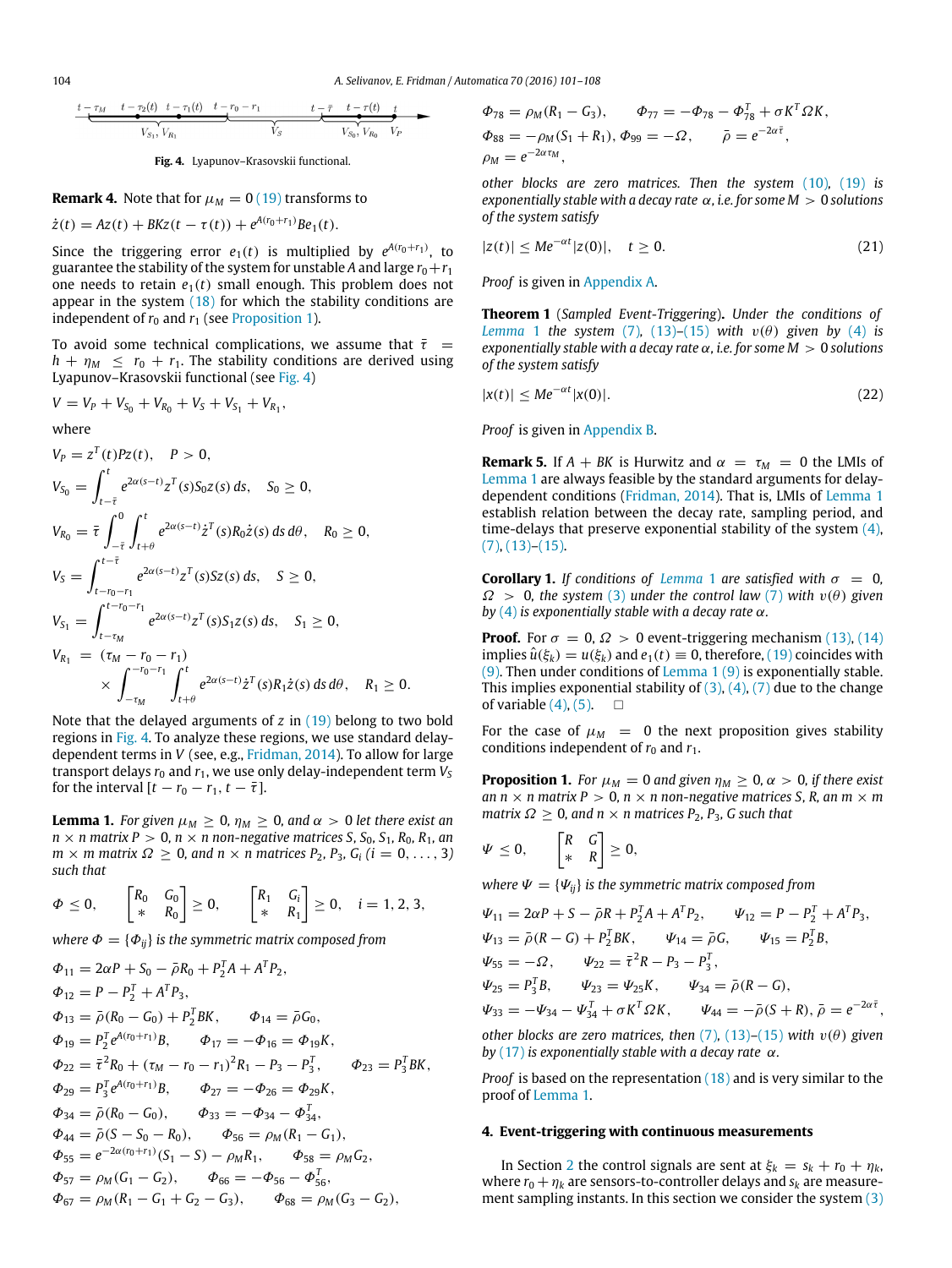$t-\tau_M \quad t-\tau_2(t) \quad t-\tau_1(t) \quad t-r_0-r_1 \quad t-\bar\tau \quad t-\tau(t) \quad t$

$V_{S_1}, V_{R_1} \quad V_S \quad V_{S_0}, V_{R_0} \quad V_P$

**Fig. 4.** Lyapunov–Krasovskii functional.

**Remark 4.** Note that for $\mu_M = 0$ (19) transforms to

$$\dot z(t) = Az(t) + BKz(t-\tau(t)) + e^{A(r_0+r_1)}Be_1(t).$$

Since the triggering error $e_1(t)$ is multiplied by $e^{A(r_0+r_1)}$, to guarantee the stability of the system for unstable $A$ and large $r_0+r_1$ one needs to retain $e_1(t)$ small enough. This problem does not appear in the system (18) for which the stability conditions are independent of $r_0$ and $r_1$ (see Proposition 1).

To avoid some technical complications, we assume that $\bar\tau = h + \eta_M \le r_0 + r_1$. The stability conditions are derived using Lyapunov–Krasovskii functional (see Fig. 4)

$$V = V_P + V_{S_0} + V_{R_0} + V_S + V_{S_1} + V_{R_1},$$

where

$$V_P = z^T(t)Pz(t), \quad P > 0,$$

$$V_{S_0} = \int_{t-\bar\tau}^{t} e^{2\alpha(s-t)} z^T(s)S_0 z(s)\,ds, \quad S_0 \ge 0,$$

$$V_{R_0} = \bar\tau \int_{-\bar\tau}^{0}\int_{t+\theta}^{t} e^{2\alpha(s-t)} \dot z^T(s)R_0\dot z(s)\,ds\,d\theta, \quad R_0 \ge 0,$$

$$V_S = \int_{t-r_0-r_1}^{t-\bar\tau} e^{2\alpha(s-t)} z^T(s)Sz(s)\,ds, \quad S \ge 0,$$

$$V_{S_1} = \int_{t-\tau_M}^{t-r_0-r_1} e^{2\alpha(s-t)} z^T(s)S_1 z(s)\,ds, \quad S_1 \ge 0,$$

$$V_{R_1} = (\tau_M - r_0 - r_1) \times \int_{-\tau_M}^{-r_0-r_1}\int_{t+\theta}^{t} e^{2\alpha(s-t)} \dot z^T(s)R_1\dot z(s)\,ds\,d\theta, \quad R_1 \ge 0.$$

Note that the delayed arguments of $z$ in (19) belong to two bold regions in Fig. 4. To analyze these regions, we use standard delay-dependent terms in $V$ (see, e.g., Fridman, 2014). To allow for large transport delays $r_0$ and $r_1$, we use only delay-independent term $V_S$ for the interval $[t-r_0-r_1, t-\bar\tau]$.

**Lemma 1.** *For given $\mu_M \ge 0$, $\eta_M \ge 0$, and $\alpha > 0$ let there exist an $n\times n$ matrix $P > 0$, $n\times n$ non-negative matrices $S, S_0, S_1, R_0, R_1$, an $m\times m$ matrix $\Omega \ge 0$, and $n\times n$ matrices $P_2, P_3, G_i$ $(i = 0,\ldots,3)$ such that*

$$\Phi \le 0, \quad \begin{bmatrix} R_0 & G_0 \\ * & R_0 \end{bmatrix} \ge 0, \quad \begin{bmatrix} R_1 & G_i \\ * & R_1 \end{bmatrix} \ge 0, \quad i = 1,2,3,$$

*where $\Phi = \{\Phi_{ij}\}$ is the symmetric matrix composed from*

$$\Phi_{11} = 2\alpha P + S_0 - \bar\rho R_0 + P_2^T A + A^T P_2,$$
$$\Phi_{12} = P - P_2^T + A^T P_3,$$
$$\Phi_{13} = \bar\rho(R_0 - G_0) + P_2^T BK, \qquad \Phi_{14} = \bar\rho G_0,$$
$$\Phi_{19} = P_2^T e^{A(r_0+r_1)}B, \qquad \Phi_{17} = -\Phi_{16} = \Phi_{19}K,$$
$$\Phi_{22} = \bar\tau^2 R_0 + (\tau_M - r_0 - r_1)^2 R_1 - P_3 - P_3^T, \qquad \Phi_{23} = P_3^T BK,$$
$$\Phi_{29} = P_3^T e^{A(r_0+r_1)}B, \qquad \Phi_{27} = -\Phi_{26} = \Phi_{29}K,$$
$$\Phi_{34} = \bar\rho(R_0 - G_0), \qquad \Phi_{33} = -\Phi_{34} - \Phi_{34}^T,$$
$$\Phi_{44} = \bar\rho(S - S_0 - R_0), \qquad \Phi_{56} = \rho_M(R_1 - G_1),$$
$$\Phi_{55} = e^{-2\alpha(r_0+r_1)}(S_1 - S) - \rho_M R_1, \qquad \Phi_{58} = \rho_M G_2,$$
$$\Phi_{57} = \rho_M(G_1 - G_2), \qquad \Phi_{66} = -\Phi_{56} - \Phi_{56}^T,$$
$$\Phi_{67} = \rho_M(R_1 - G_1 + G_2 - G_3), \qquad \Phi_{68} = \rho_M(G_3 - G_2),$$
$$\Phi_{78} = \rho_M(R_1 - G_3), \qquad \Phi_{77} = -\Phi_{78} - \Phi_{78}^T + \sigma K^T\Omega K,$$
$$\Phi_{88} = -\rho_M(S_1 + R_1), \ \Phi_{99} = -\Omega, \qquad \bar\rho = e^{-2\alpha\bar\tau},$$
$$\rho_M = e^{-2\alpha\tau_M},$$

*other blocks are zero matrices. Then the system (10), (19) is exponentially stable with a decay rate $\alpha$, i.e. for some $M > 0$ solutions of the system satisfy*

$$|z(t)| \le Me^{-\alpha t}|z(0)|, \quad t \ge 0. \tag{21}$$

*Proof* is given in Appendix A.

**Theorem 1** (*Sampled Event-Triggering*)**.** *Under the conditions of Lemma 1 the system (7), (13)–(15) with $v(\theta)$ given by (4) is exponentially stable with a decay rate $\alpha$, i.e. for some $M > 0$ solutions of the system satisfy*

$$|x(t)| \le Me^{-\alpha t}|x(0)|. \tag{22}$$

*Proof* is given in Appendix B.

**Remark 5.** If $A + BK$ is Hurwitz and $\alpha = \tau_M = 0$ the LMIs of Lemma 1 are always feasible by the standard arguments for delay-dependent conditions (Fridman, 2014). That is, LMIs of Lemma 1 establish relation between the decay rate, sampling period, and time-delays that preserve exponential stability of the system (4), (7), (13)–(15).

**Corollary 1.** *If conditions of Lemma 1 are satisfied with $\sigma = 0$, $\Omega > 0$, the system (3) under the control law (7) with $v(\theta)$ given by (4) is exponentially stable with a decay rate $\alpha$.*

**Proof.** For $\sigma = 0$, $\Omega > 0$ event-triggering mechanism (13), (14) implies $\hat u(\xi_k) = u(\xi_k)$ and $e_1(t) \equiv 0$, therefore, (19) coincides with (9). Then under conditions of Lemma 1 (9) is exponentially stable. This implies exponential stability of (3), (4), (7) due to the change of variable (4), (5). □

For the case of $\mu_M = 0$ the next proposition gives stability conditions independent of $r_0$ and $r_1$.

**Proposition 1.** *For $\mu_M = 0$ and given $\eta_M \ge 0$, $\alpha > 0$, if there exist an $n\times n$ matrix $P > 0$, $n\times n$ non-negative matrices $S, R$, an $m\times m$ matrix $\Omega \ge 0$, and $n\times n$ matrices $P_2, P_3, G$ such that*

$$\Psi \le 0, \quad \begin{bmatrix} R & G \\ * & R \end{bmatrix} \ge 0,$$

*where $\Psi = \{\Psi_{ij}\}$ is the symmetric matrix composed from*

$$\Psi_{11} = 2\alpha P + S - \bar\rho R + P_2^T A + A^T P_2, \qquad \Psi_{12} = P - P_2^T + A^T P_3,$$
$$\Psi_{13} = \bar\rho(R - G) + P_2^T BK, \qquad \Psi_{14} = \bar\rho G, \qquad \Psi_{15} = P_2^T B,$$
$$\Psi_{55} = -\Omega, \qquad \Psi_{22} = \bar\tau^2 R - P_3 - P_3^T,$$
$$\Psi_{25} = P_3^T B, \qquad \Psi_{23} = \Psi_{25}K, \qquad \Psi_{34} = \bar\rho(R - G),$$
$$\Psi_{33} = -\Psi_{34} - \Psi_{34}^T + \sigma K^T\Omega K, \qquad \Psi_{44} = -\bar\rho(S + R), \ \bar\rho = e^{-2\alpha\bar\tau},$$

*other blocks are zero matrices, then (7), (13)–(15) with $v(\theta)$ given by (17) is exponentially stable with a decay rate $\alpha$.*

*Proof* is based on the representation (18) and is very similar to the proof of Lemma 1.

## 4. Event-triggering with continuous measurements

In Section 2 the control signals are sent at $\xi_k = s_k + r_0 + \eta_k$, where $r_0 + \eta_k$ are sensors-to-controller delays and $s_k$ are measurement sampling instants. In this section we consider the system (3)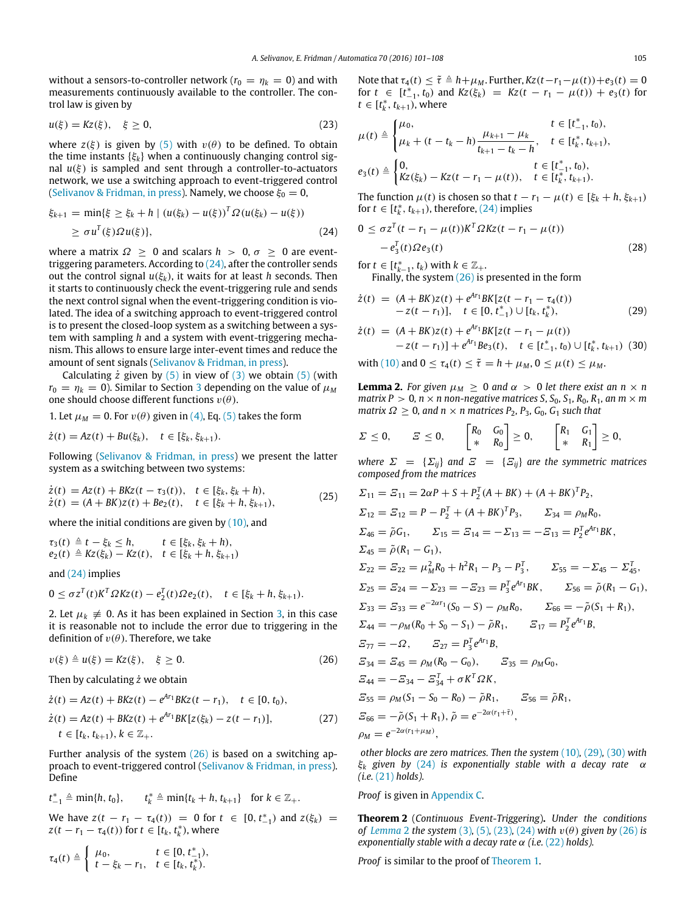without a sensors-to-controller network ($r_0 = \eta_k = 0$) and with measurements continuously available to the controller. The control law is given by

$$u(\xi) = Kz(\xi), \quad \xi \geq 0, \tag{23}$$

where $z(\xi)$ is given by (5) with $v(\theta)$ to be defined. To obtain the time instants $\{\xi_k\}$ when a continuously changing control signal $u(\xi)$ is sampled and sent through a controller-to-actuators network, we use a switching approach to event-triggered control (Selivanov & Fridman, in press). Namely, we choose $\xi_0 = 0$,

$$\begin{aligned}\xi_{k+1} = \min\{\xi \geq \xi_k + h \mid (u(\xi_k) - u(\xi))^T \Omega (u(\xi_k) - u(\xi)) \\ \geq \sigma u^T(\xi) \Omega u(\xi)\},\end{aligned} \tag{24}$$

where a matrix $\Omega \geq 0$ and scalars $h > 0$, $\sigma \geq 0$ are event-triggering parameters. According to (24), after the controller sends out the control signal $u(\xi_k)$, it waits for at least $h$ seconds. Then it starts to continuously check the event-triggering rule and sends the next control signal when the event-triggering condition is violated. The idea of a switching approach to event-triggered control is to present the closed-loop system as a switching between a system with sampling $h$ and a system with event-triggering mechanism. This allows to ensure large inter-event times and reduce the amount of sent signals (Selivanov & Fridman, in press).

Calculating $\dot{z}$ given by (5) in view of (3) we obtain (5) (with $r_0 = \eta_k = 0$). Similar to Section 3 depending on the value of $\mu_M$ one should choose different functions $v(\theta)$.

1. Let $\mu_M = 0$. For $v(\theta)$ given in (4), Eq. (5) takes the form

$$\dot{z}(t) = Az(t) + Bu(\xi_k), \quad t \in [\xi_k, \xi_{k+1}).$$

Following (Selivanov & Fridman, in press) we present the latter system as a switching between two systems:

$$\begin{aligned}\dot{z}(t) &= Az(t) + BKz(t - \tau_3(t)), \quad t \in [\xi_k, \xi_k + h), \\ \dot{z}(t) &= (A + BK)z(t) + Be_2(t), \quad t \in [\xi_k + h, \xi_{k+1}),\end{aligned} \tag{25}$$

where the initial conditions are given by (10), and

$$\begin{aligned}\tau_3(t) &\triangleq t - \xi_k \leq h, \qquad t \in [\xi_k, \xi_k + h), \\ e_2(t) &\triangleq Kz(\xi_k) - Kz(t), \quad t \in [\xi_k + h, \xi_{k+1})\end{aligned}$$

and (24) implies

$$0 \leq \sigma z^T(t) K^T \Omega K z(t) - e_2^T(t) \Omega e_2(t), \quad t \in [\xi_k + h, \xi_{k+1}).$$

2. Let $\mu_k \not\equiv 0$. As it has been explained in Section 3, in this case it is reasonable not to include the error due to triggering in the definition of $v(\theta)$. Therefore, we take

$$v(\xi) \triangleq u(\xi) = Kz(\xi), \quad \xi \geq 0. \tag{26}$$

Then by calculating $\dot{z}$ we obtain

$$\begin{aligned}&\dot{z}(t) = Az(t) + BKz(t) - e^{Ar_1} BKz(t - r_1), \quad t \in [0, t_0), \\ &\dot{z}(t) = Az(t) + BKz(t) + e^{Ar_1} BK[z(\xi_k) - z(t - r_1)], \\ &\quad t \in [t_k, t_{k+1}), k \in \mathbb{Z}_+.\end{aligned} \tag{27}$$

Further analysis of the system (26) is based on a switching approach to event-triggered control (Selivanov & Fridman, in press). Define

$$t_{-1}^* \triangleq \min\{h, t_0\}, \qquad t_k^* \triangleq \min\{t_k + h, t_{k+1}\} \quad \text{for } k \in \mathbb{Z}_+.$$

We have $z(t - r_1 - \tau_4(t)) = 0$ for $t \in [0, t_{-1}^*)$ and $z(\xi_k) = z(t - r_1 - \tau_4(t))$ for $t \in [t_k, t_k^*)$, where

$$\tau_4(t) \triangleq \begin{cases} \mu_0, & t \in [0, t_{-1}^*), \\ t - \xi_k - r_1, & t \in [t_k, t_k^*). \end{cases}$$

Note that $\tau_4(t) \leq \bar{\tau} \triangleq h + \mu_M$. Further, $Kz(t - r_1 - \mu(t)) + e_3(t) = 0$ for $t \in [t_{-1}^*, t_0)$ and $Kz(\xi_k) = Kz(t - r_1 - \mu(t)) + e_3(t)$ for $t \in [t_k^*, t_{k+1})$, where

$$\mu(t) \triangleq \begin{cases} \mu_0, & t \in [t_{-1}^*, t_0), \\ \mu_k + (t - t_k - h)\dfrac{\mu_{k+1} - \mu_k}{t_{k+1} - t_k - h}, & t \in [t_k^*, t_{k+1}), \end{cases}$$

$$e_3(t) \triangleq \begin{cases} 0, & t \in [t_{-1}^*, t_0), \\ Kz(\xi_k) - Kz(t - r_1 - \mu(t)), & t \in [t_k^*, t_{k+1}). \end{cases}$$

The function $\mu(t)$ is chosen so that $t - r_1 - \mu(t) \in [\xi_k + h, \xi_{k+1})$ for $t \in [t_k^*, t_{k+1})$, therefore, (24) implies

$$\begin{aligned}0 \leq\ &\sigma z^T(t - r_1 - \mu(t)) K^T \Omega K z(t - r_1 - \mu(t)) \\ &- e_3^T(t) \Omega e_3(t)\end{aligned} \tag{28}$$

for $t \in [t_{k-1}^*, t_k)$ with $k \in \mathbb{Z}_+$.

Finally, the system (26) is presented in the form

$$\begin{aligned}\dot{z}(t) = &(A + BK)z(t) + e^{Ar_1} BK[z(t - r_1 - \tau_4(t)) \\ &- z(t - r_1)], \quad t \in [0, t_{-1}^*) \cup [t_k, t_k^*),\end{aligned} \tag{29}$$

$$\begin{aligned}\dot{z}(t) = &(A + BK)z(t) + e^{Ar_1} BK[z(t - r_1 - \mu(t)) \\ &- z(t - r_1)] + e^{Ar_1} Be_3(t), \quad t \in [t_{-1}^*, t_0) \cup [t_k^*, t_{k+1})\end{aligned} \tag{30}$$

with (10) and $0 \leq \tau_4(t) \leq \bar{\tau} = h + \mu_M$, $0 \leq \mu(t) \leq \mu_M$.

**Lemma 2.** *For given $\mu_M \geq 0$ and $\alpha > 0$ let there exist an $n \times n$ matrix $P > 0$, $n \times n$ non-negative matrices $S, S_0, S_1, R_0, R_1$, an $m \times m$ matrix $\Omega \geq 0$, and $n \times n$ matrices $P_2, P_3, G_0, G_1$ such that*

$$\Sigma \leq 0, \qquad \Xi \leq 0, \qquad \begin{bmatrix} R_0 & G_0 \\ * & R_0 \end{bmatrix} \geq 0, \qquad \begin{bmatrix} R_1 & G_1 \\ * & R_1 \end{bmatrix} \geq 0,$$

*where $\Sigma = \{\Sigma_{ij}\}$ and $\Xi = \{\Xi_{ij}\}$ are the symmetric matrices composed from the matrices*

$$\Sigma_{11} = \Xi_{11} = 2\alpha P + S + P_2^T(A + BK) + (A + BK)^T P_2,$$

$$\Sigma_{12} = \Xi_{12} = P - P_2^T + (A + BK)^T P_3, \qquad \Sigma_{34} = \rho_M R_0,$$

$$\Sigma_{46} = \tilde{\rho} G_1, \qquad \Sigma_{15} = \Xi_{14} = -\Sigma_{13} = -\Xi_{13} = P_2^T e^{Ar_1} BK,$$

$$\Sigma_{45} = \tilde{\rho}(R_1 - G_1),$$

$$\Sigma_{22} = \Xi_{22} = \mu_M^2 R_0 + h^2 R_1 - P_3 - P_3^T, \qquad \Sigma_{55} = -\Sigma_{45} - \Sigma_{45}^T,$$

$$\Sigma_{25} = \Xi_{24} = -\Sigma_{23} = -\Xi_{23} = P_3^T e^{Ar_1} BK, \qquad \Sigma_{56} = \tilde{\rho}(R_1 - G_1),$$

$$\Sigma_{33} = \Xi_{33} = e^{-2\alpha r_1}(S_0 - S) - \rho_M R_0, \qquad \Sigma_{66} = -\tilde{\rho}(S_1 + R_1),$$

$$\Sigma_{44} = -\rho_M(R_0 + S_0 - S_1) - \tilde{\rho} R_1, \qquad \Xi_{17} = P_2^T e^{Ar_1} B,$$

$$\Xi_{77} = -\Omega, \qquad \Xi_{27} = P_3^T e^{Ar_1} B,$$

$$\Xi_{34} = \Xi_{45} = \rho_M(R_0 - G_0), \qquad \Xi_{35} = \rho_M G_0,$$

$$\Xi_{44} = -\Xi_{34} - \Xi_{34}^T + \sigma K^T \Omega K,$$

$$\Xi_{55} = \rho_M(S_1 - S_0 - R_0) - \tilde{\rho} R_1, \qquad \Xi_{56} = \tilde{\rho} R_1,$$

$$\Xi_{66} = -\tilde{\rho}(S_1 + R_1), \; \tilde{\rho} = e^{-2\alpha(r_1 + \bar{\tau})},$$

$$\rho_M = e^{-2\alpha(r_1 + \mu_M)},$$

*other blocks are zero matrices. Then the system (10), (29), (30) with $\xi_k$ given by (24) is exponentially stable with a decay rate $\alpha$ (i.e. (21) holds).*

*Proof* is given in Appendix C.

**Theorem 2** (*Continuous Event-Triggering*)**.** *Under the conditions of Lemma 2 the system (3), (5), (23), (24) with $v(\theta)$ given by (26) is exponentially stable with a decay rate $\alpha$ (i.e. (22) holds).*

*Proof* is similar to the proof of Theorem 1.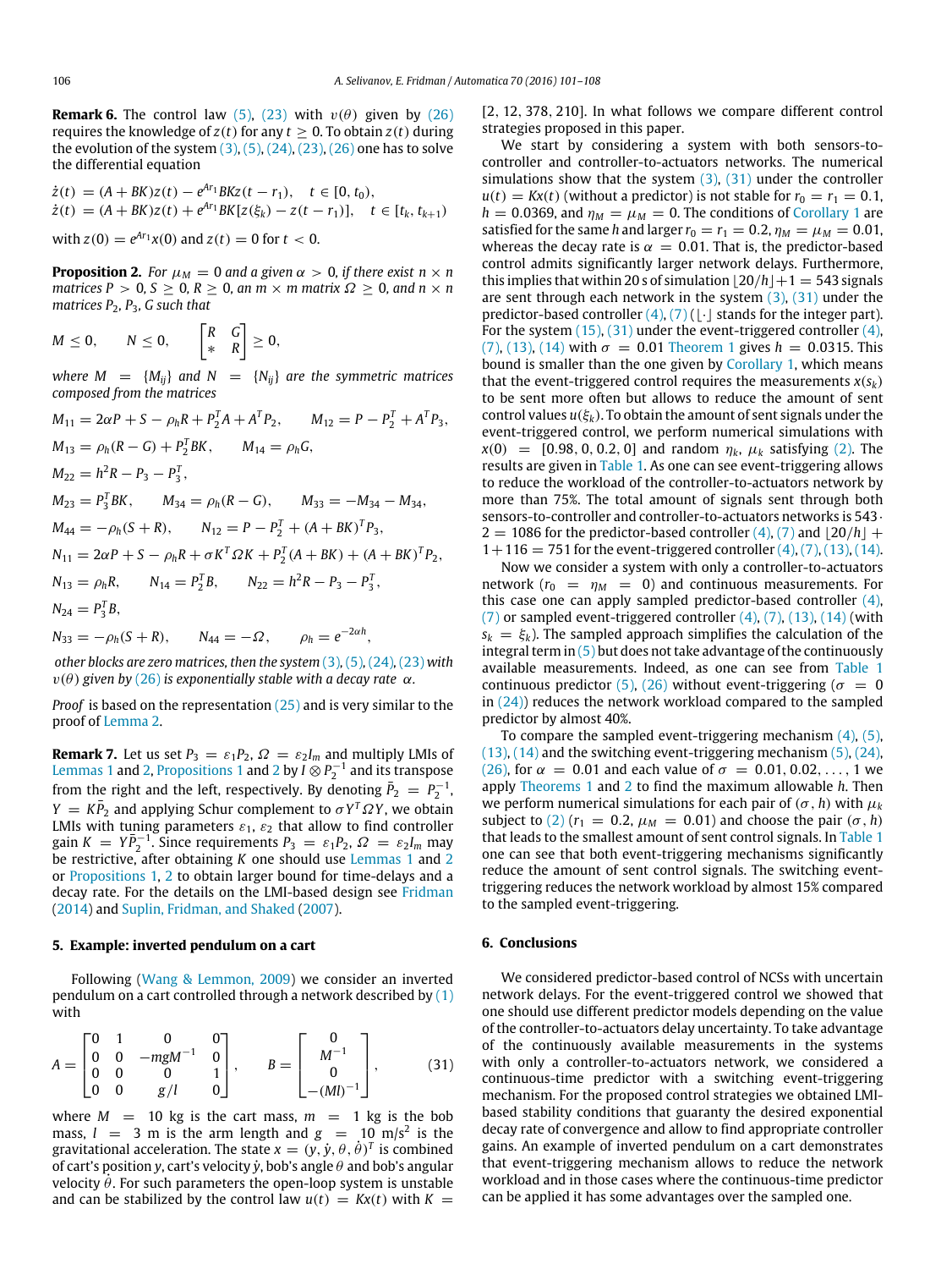**Remark 6.** The control law (5), (23) with $v(\theta)$ given by (26) requires the knowledge of $z(t)$ for any $t \geq 0$. To obtain $z(t)$ during the evolution of the system (3), (5), (24), (23), (26) one has to solve the differential equation

$$\dot{z}(t) = (A + BK)z(t) - e^{Ar_1}BKz(t - r_1), \quad t \in [0, t_0),$$
$$\dot{z}(t) = (A + BK)z(t) + e^{Ar_1}BK[z(\xi_k) - z(t - r_1)], \quad t \in [t_k, t_{k+1})$$

with $z(0) = e^{Ar_1}x(0)$ and $z(t) = 0$ for $t < 0$.

**Proposition 2.** *For $\mu_M = 0$ and a given $\alpha > 0$, if there exist $n \times n$ matrices $P > 0$, $S \geq 0$, $R \geq 0$, an $m \times m$ matrix $\Omega \geq 0$, and $n \times n$ matrices $P_2$, $P_3$, $G$ such that*

$$M \leq 0, \qquad N \leq 0, \qquad \begin{bmatrix} R & G \\ * & R \end{bmatrix} \geq 0,$$

*where $M = \{M_{ij}\}$ and $N = \{N_{ij}\}$ are the symmetric matrices composed from the matrices*

$$M_{11} = 2\alpha P + S - \rho_h R + P_2^T A + A^T P_2, \qquad M_{12} = P - P_2^T + A^T P_3,$$
$$M_{13} = \rho_h(R - G) + P_2^T BK, \qquad M_{14} = \rho_h G,$$
$$M_{22} = h^2 R - P_3 - P_3^T,$$
$$M_{23} = P_3^T BK, \qquad M_{34} = \rho_h(R - G), \qquad M_{33} = -M_{34} - M_{34}^T,$$
$$M_{44} = -\rho_h(S + R), \qquad N_{12} = P - P_2^T + (A + BK)^T P_3,$$
$$N_{11} = 2\alpha P + S - \rho_h R + \sigma K^T \Omega K + P_2^T(A + BK) + (A + BK)^T P_2,$$
$$N_{13} = \rho_h R, \qquad N_{14} = P_2^T B, \qquad N_{22} = h^2 R - P_3 - P_3^T,$$
$$N_{24} = P_3^T B,$$
$$N_{33} = -\rho_h(S + R), \qquad N_{44} = -\Omega, \qquad \rho_h = e^{-2\alpha h},$$

*other blocks are zero matrices, then the system (3), (5), (24), (23) with $v(\theta)$ given by (26) is exponentially stable with a decay rate $\alpha$.*

*Proof* is based on the representation (25) and is very similar to the proof of Lemma 2.

**Remark 7.** Let us set $P_3 = \varepsilon_1 P_2$, $\Omega = \varepsilon_2 I_m$ and multiply LMIs of Lemmas 1 and 2, Propositions 1 and 2 by $I \otimes P_2^{-1}$ and its transpose from the right and the left, respectively. By denoting $\bar{P}_2 = P_2^{-1}$, $Y = K\bar{P}_2$ and applying Schur complement to $\sigma Y^T \Omega Y$, we obtain LMIs with tuning parameters $\varepsilon_1$, $\varepsilon_2$ that allow to find controller gain $K = Y\bar{P}_2^{-1}$. Since requirements $P_3 = \varepsilon_1 P_2$, $\Omega = \varepsilon_2 I_m$ may be restrictive, after obtaining $K$ one should use Lemmas 1 and 2 or Propositions 1, 2 to obtain larger bound for time-delays and a decay rate. For the details on the LMI-based design see Fridman (2014) and Suplin, Fridman, and Shaked (2007).

## 5. Example: inverted pendulum on a cart

Following (Wang & Lemmon, 2009) we consider an inverted pendulum on a cart controlled through a network described by (1) with

$$A = \begin{bmatrix} 0 & 1 & 0 & 0 \\ 0 & 0 & -mgM^{-1} & 0 \\ 0 & 0 & 0 & 1 \\ 0 & 0 & g/l & 0 \end{bmatrix}, \qquad B = \begin{bmatrix} 0 \\ M^{-1} \\ 0 \\ -(Ml)^{-1} \end{bmatrix}, \tag{31}$$

where $M = 10$ kg is the cart mass, $m = 1$ kg is the bob mass, $l = 3$ m is the arm length and $g = 10$ m/s$^2$ is the gravitational acceleration. The state $x = (y, \dot{y}, \theta, \dot{\theta})^T$ is combined of cart's position $y$, cart's velocity $\dot{y}$, bob's angle $\theta$ and bob's angular velocity $\dot{\theta}$. For such parameters the open-loop system is unstable and can be stabilized by the control law $u(t) = Kx(t)$ with $K =$ [2, 12, 378, 210]. In what follows we compare different control strategies proposed in this paper.

We start by considering a system with both sensors-to-controller and controller-to-actuators networks. The numerical simulations show that the system (3), (31) under the controller $u(t) = Kx(t)$ (without a predictor) is not stable for $r_0 = r_1 = 0.1$, $h = 0.0369$, and $\eta_M = \mu_M = 0$. The conditions of Corollary 1 are satisfied for the same $h$ and larger $r_0 = r_1 = 0.2$, $\eta_M = \mu_M = 0.01$, whereas the decay rate is $\alpha = 0.01$. That is, the predictor-based control admits significantly larger network delays. Furthermore, this implies that within 20 s of simulation $\lfloor 20/h \rfloor + 1 = 543$ signals are sent through each network in the system (3), (31) under the predictor-based controller (4), (7) ($\lfloor \cdot \rfloor$ stands for the integer part). For the system (15), (31) under the event-triggered controller (4), (7), (13), (14) with $\sigma = 0.01$ Theorem 1 gives $h = 0.0315$. This bound is smaller than the one given by Corollary 1, which means that the event-triggered control requires the measurements $x(s_k)$ to be sent more often but allows to reduce the amount of sent control values $u(\xi_k)$. To obtain the amount of sent signals under the event-triggered control, we perform numerical simulations with $x(0) = [0.98, 0, 0.2, 0]$ and random $\eta_k$, $\mu_k$ satisfying (2). The results are given in Table 1. As one can see event-triggering allows to reduce the workload of the controller-to-actuators network by more than 75%. The total amount of signals sent through both sensors-to-controller and controller-to-actuators networks is $543 \cdot 2 = 1086$ for the predictor-based controller (4), (7) and $\lfloor 20/h \rfloor + 1 + 116 = 751$ for the event-triggered controller (4), (7), (13), (14).

Now we consider a system with only a controller-to-actuators network ($r_0 = \eta_M = 0$) and continuous measurements. For this case one can apply sampled predictor-based controller (4), (7) or sampled event-triggered controller (4), (7), (13), (14) (with $s_k = \xi_k$). The sampled approach simplifies the calculation of the integral term in (5) but does not take advantage of the continuously available measurements. Indeed, as one can see from Table 1 continuous predictor (5), (26) without event-triggering ($\sigma = 0$ in (24)) reduces the network workload compared to the sampled predictor by almost 40%.

To compare the sampled event-triggering mechanism (4), (5), (13), (14) and the switching event-triggering mechanism (5), (24), (26), for $\alpha = 0.01$ and each value of $\sigma = 0.01, 0.02, \ldots, 1$ we apply Theorems 1 and 2 to find the maximum allowable $h$. Then we perform numerical simulations for each pair of $(\sigma, h)$ with $\mu_k$ subject to (2) ($r_1 = 0.2$, $\mu_M = 0.01$) and choose the pair $(\sigma, h)$ that leads to the smallest amount of sent control signals. In Table 1 one can see that both event-triggering mechanisms significantly reduce the amount of sent control signals. The switching event-triggering reduces the network workload by almost 15% compared to the sampled event-triggering.

## 6. Conclusions

We considered predictor-based control of NCSs with uncertain network delays. For the event-triggered control we showed that one should use different predictor models depending on the value of the controller-to-actuators delay uncertainty. To take advantage of the continuously available measurements in the systems with only a controller-to-actuators network, we considered a continuous-time predictor with a switching event-triggering mechanism. For the proposed control strategies we obtained LMI-based stability conditions that guaranty the desired exponential decay rate of convergence and allow to find appropriate controller gains. An example of inverted pendulum on a cart demonstrates that event-triggering mechanism allows to reduce the network workload and in those cases where the continuous-time predictor can be applied it has some advantages over the sampled one.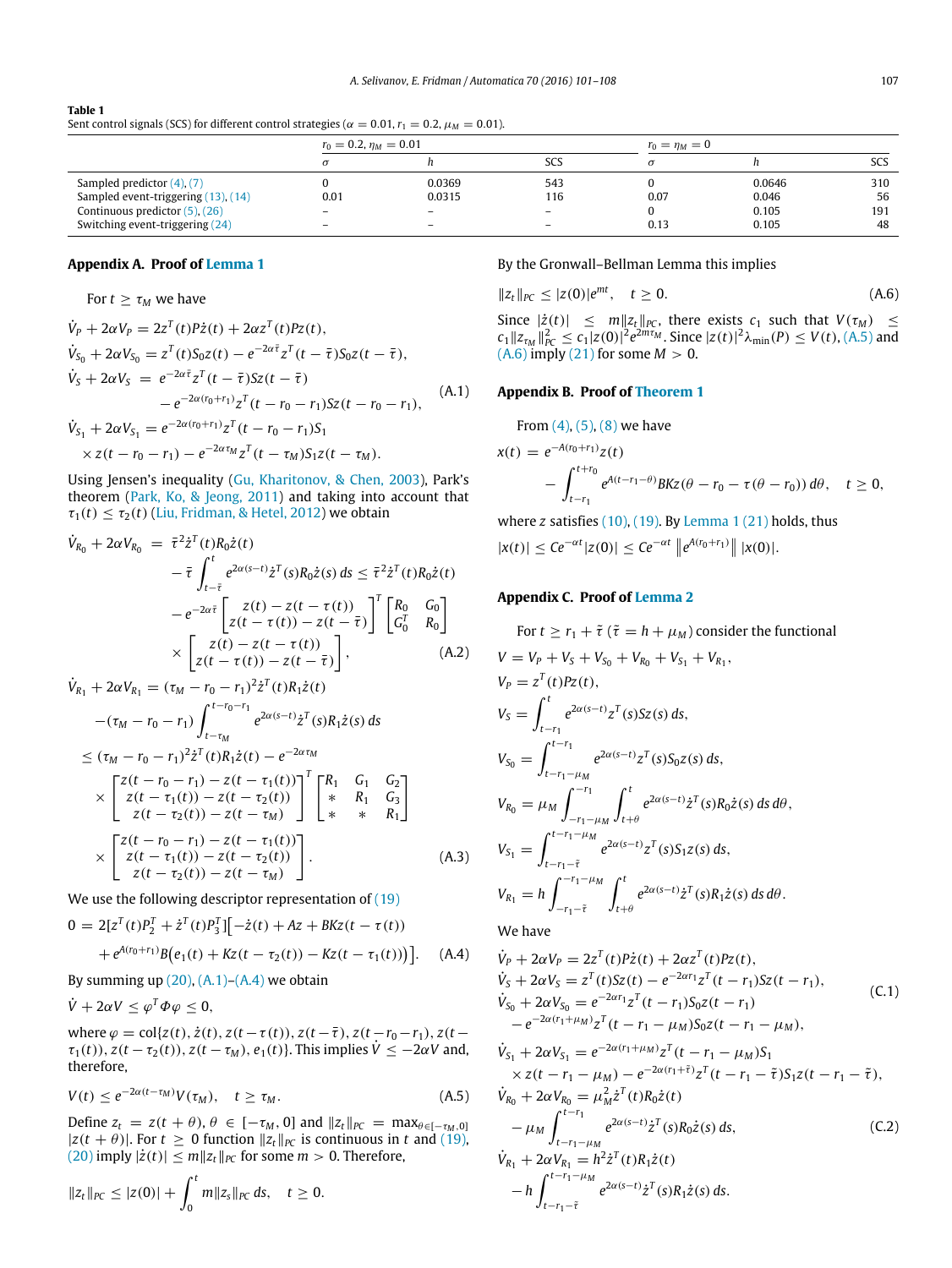**Table 1**
Sent control signals (SCS) for different control strategies ($\alpha = 0.01, r_1 = 0.2, \mu_M = 0.01$).

| | $r_0 = 0.2, \eta_M = 0.01$ | | | $r_0 = \eta_M = 0$ | | |
|---|---|---|---|---|---|---|
| | $\sigma$ | $h$ | SCS | $\sigma$ | $h$ | SCS |
| Sampled predictor (4), (7) | 0 | 0.0369 | 543 | 0 | 0.0646 | 310 |
| Sampled event-triggering (13), (14) | 0.01 | 0.0315 | 116 | 0.07 | 0.046 | 56 |
| Continuous predictor (5), (26) | – | – | – | 0 | 0.105 | 191 |
| Switching event-triggering (24) | – | – | – | 0.13 | 0.105 | 48 |

## Appendix A. Proof of Lemma 1

For $t \geq \tau_M$ we have

$$\begin{aligned}
&\dot{V}_P + 2\alpha V_P = 2z^T(t)P\dot{z}(t) + 2\alpha z^T(t)Pz(t),\\
&\dot{V}_{S_0} + 2\alpha V_{S_0} = z^T(t)S_0 z(t) - e^{-2\alpha\bar{\tau}}z^T(t-\bar{\tau})S_0 z(t-\bar{\tau}),\\
&\dot{V}_S + 2\alpha V_S = e^{-2\alpha\bar{\tau}}z^T(t-\bar{\tau})Sz(t-\bar{\tau})\\
&\qquad - e^{-2\alpha(r_0+r_1)}z^T(t-r_0-r_1)Sz(t-r_0-r_1),\\
&\dot{V}_{S_1} + 2\alpha V_{S_1} = e^{-2\alpha(r_0+r_1)}z^T(t-r_0-r_1)S_1\\
&\qquad \times z(t-r_0-r_1) - e^{-2\alpha\tau_M}z^T(t-\tau_M)S_1 z(t-\tau_M).
\end{aligned} \tag{A.1}$$

Using Jensen's inequality (Gu, Kharitonov, & Chen, 2003), Park's theorem (Park, Ko, & Jeong, 2011) and taking into account that $\tau_1(t) \leq \tau_2(t)$ (Liu, Fridman, & Hetel, 2012) we obtain

$$\begin{aligned}
\dot{V}_{R_0} + 2\alpha V_{R_0} &= \bar{\tau}^2\dot{z}^T(t)R_0\dot{z}(t)\\
&\quad - \bar{\tau}\int_{t-\bar{\tau}}^{t} e^{2\alpha(s-t)}\dot{z}^T(s)R_0\dot{z}(s)\,ds \leq \bar{\tau}^2\dot{z}^T(t)R_0\dot{z}(t)\\
&\quad - e^{-2\alpha\bar{\tau}}\begin{bmatrix} z(t)-z(t-\tau(t))\\ z(t-\tau(t))-z(t-\bar{\tau})\end{bmatrix}^T \begin{bmatrix} R_0 & G_0\\ G_0^T & R_0\end{bmatrix}\\
&\quad \times \begin{bmatrix} z(t)-z(t-\tau(t))\\ z(t-\tau(t))-z(t-\bar{\tau})\end{bmatrix},
\end{aligned} \tag{A.2}$$

$$\begin{aligned}
&\dot{V}_{R_1} + 2\alpha V_{R_1} = (\tau_M - r_0 - r_1)^2\dot{z}^T(t)R_1\dot{z}(t)\\
&\quad -(\tau_M - r_0 - r_1)\int_{t-\tau_M}^{t-r_0-r_1} e^{2\alpha(s-t)}\dot{z}^T(s)R_1\dot{z}(s)\,ds\\
&\leq (\tau_M - r_0 - r_1)^2\dot{z}^T(t)R_1\dot{z}(t) - e^{-2\alpha\tau_M}\\
&\quad \times \begin{bmatrix} z(t-r_0-r_1)-z(t-\tau_1(t))\\ z(t-\tau_1(t))-z(t-\tau_2(t))\\ z(t-\tau_2(t))-z(t-\tau_M)\end{bmatrix}^T \begin{bmatrix} R_1 & G_1 & G_2\\ * & R_1 & G_3\\ * & * & R_1\end{bmatrix}\\
&\quad \times \begin{bmatrix} z(t-r_0-r_1)-z(t-\tau_1(t))\\ z(t-\tau_1(t))-z(t-\tau_2(t))\\ z(t-\tau_2(t))-z(t-\tau_M)\end{bmatrix}.
\end{aligned} \tag{A.3}$$

We use the following descriptor representation of (19)

$$\begin{aligned}
0 &= 2[z^T(t)P_2^T + \dot{z}^T(t)P_3^T]\big[-\dot{z}(t) + Az + BKz(t-\tau(t))\\
&\quad + e^{A(r_0+r_1)}B\big(e_1(t) + Kz(t-\tau_2(t)) - Kz(t-\tau_1(t))\big)\big].
\end{aligned} \tag{A.4}$$

By summing up (20), (A.1)–(A.4) we obtain

$$\dot{V} + 2\alpha V \leq \varphi^T\Phi\varphi \leq 0,$$

where $\varphi = \mathrm{col}\{z(t), \dot{z}(t), z(t-\tau(t)), z(t-\bar{\tau}), z(t-r_0-r_1), z(t-\tau_1(t)), z(t-\tau_2(t)), z(t-\tau_M), e_1(t)\}$. This implies $\dot{V} \leq -2\alpha V$ and, therefore,

$$V(t) \leq e^{-2\alpha(t-\tau_M)}V(\tau_M), \quad t \geq \tau_M. \tag{A.5}$$

Define $z_t = z(t+\theta)$, $\theta \in [-\tau_M, 0]$ and $\|z_t\|_{PC} = \max_{\theta\in[-\tau_M,0]}|z(t+\theta)|$. For $t \geq 0$ function $\|z_t\|_{PC}$ is continuous in $t$ and (19), (20) imply $|\dot{z}(t)| \leq m\|z_t\|_{PC}$ for some $m > 0$. Therefore,

$$\|z_t\|_{PC} \leq |z(0)| + \int_0^t m\|z_s\|_{PC}\,ds, \quad t \geq 0.$$

By the Gronwall–Bellman Lemma this implies

$$\|z_t\|_{PC} \leq |z(0)|e^{mt}, \quad t \geq 0. \tag{A.6}$$

Since $|\dot{z}(t)| \leq m\|z_t\|_{PC}$, there exists $c_1$ such that $V(\tau_M) \leq c_1\|z_{\tau_M}\|^2_{PC} \leq c_1|z(0)|^2e^{2m\tau_M}$. Since $|z(t)|^2\lambda_{\min}(P) \leq V(t)$, (A.5) and (A.6) imply (21) for some $M > 0$.

## Appendix B. Proof of Theorem 1

From (4), (5), (8) we have

$$\begin{aligned}
x(t) &= e^{-A(r_0+r_1)}z(t)\\
&\quad - \int_{t-r_1}^{t+r_0} e^{A(t-r_1-\theta)}BKz(\theta - r_0 - \tau(\theta - r_0))\,d\theta, \quad t \geq 0,
\end{aligned}$$

where $z$ satisfies (10), (19). By Lemma 1 (21) holds, thus

$$|x(t)| \leq Ce^{-\alpha t}|z(0)| \leq Ce^{-\alpha t}\left\|e^{A(r_0+r_1)}\right\||x(0)|.$$

## Appendix C. Proof of Lemma 2

For $t \geq r_1 + \bar{\tau}$ ($\bar{\tau} = h + \mu_M$) consider the functional

$$\begin{aligned}
V &= V_P + V_S + V_{S_0} + V_{R_0} + V_{S_1} + V_{R_1},\\
V_P &= z^T(t)Pz(t),\\
V_S &= \int_{t-r_1}^{t} e^{2\alpha(s-t)}z^T(s)Sz(s)\,ds,\\
V_{S_0} &= \int_{t-r_1-\mu_M}^{t-r_1} e^{2\alpha(s-t)}z^T(s)S_0z(s)\,ds,\\
V_{R_0} &= \mu_M\int_{-r_1-\mu_M}^{-r_1}\int_{t+\theta}^{t} e^{2\alpha(s-t)}\dot{z}^T(s)R_0\dot{z}(s)\,ds\,d\theta,\\
V_{S_1} &= \int_{t-r_1-\bar{\tau}}^{t-r_1-\mu_M} e^{2\alpha(s-t)}z^T(s)S_1z(s)\,ds,\\
V_{R_1} &= h\int_{-r_1-\bar{\tau}}^{-r_1-\mu_M}\int_{t+\theta}^{t} e^{2\alpha(s-t)}\dot{z}^T(s)R_1\dot{z}(s)\,ds\,d\theta.
\end{aligned}$$

We have

$$\begin{aligned}
&\dot{V}_P + 2\alpha V_P = 2z^T(t)P\dot{z}(t) + 2\alpha z^T(t)Pz(t),\\
&\dot{V}_S + 2\alpha V_S = z^T(t)Sz(t) - e^{-2\alpha r_1}z^T(t-r_1)Sz(t-r_1),\\
&\dot{V}_{S_0} + 2\alpha V_{S_0} = e^{-2\alpha r_1}z^T(t-r_1)S_0z(t-r_1)\\
&\quad - e^{-2\alpha(r_1+\mu_M)}z^T(t-r_1-\mu_M)S_0z(t-r_1-\mu_M),
\end{aligned} \tag{C.1}$$

$$\begin{aligned}
&\dot{V}_{S_1} + 2\alpha V_{S_1} = e^{-2\alpha(r_1+\mu_M)}z^T(t-r_1-\mu_M)S_1\\
&\quad \times z(t-r_1-\mu_M) - e^{-2\alpha(r_1+\bar{\tau})}z^T(t-r_1-\bar{\tau})S_1z(t-r_1-\bar{\tau}),\\
&\dot{V}_{R_0} + 2\alpha V_{R_0} = \mu_M^2\dot{z}^T(t)R_0\dot{z}(t)\\
&\quad - \mu_M\int_{t-r_1-\mu_M}^{t-r_1} e^{2\alpha(s-t)}\dot{z}^T(s)R_0\dot{z}(s)\,ds,\\
&\dot{V}_{R_1} + 2\alpha V_{R_1} = h^2\dot{z}^T(t)R_1\dot{z}(t)\\
&\quad - h\int_{t-r_1-\bar{\tau}}^{t-r_1-\mu_M} e^{2\alpha(s-t)}\dot{z}^T(s)R_1\dot{z}(s)\,ds.
\end{aligned} \tag{C.2}$$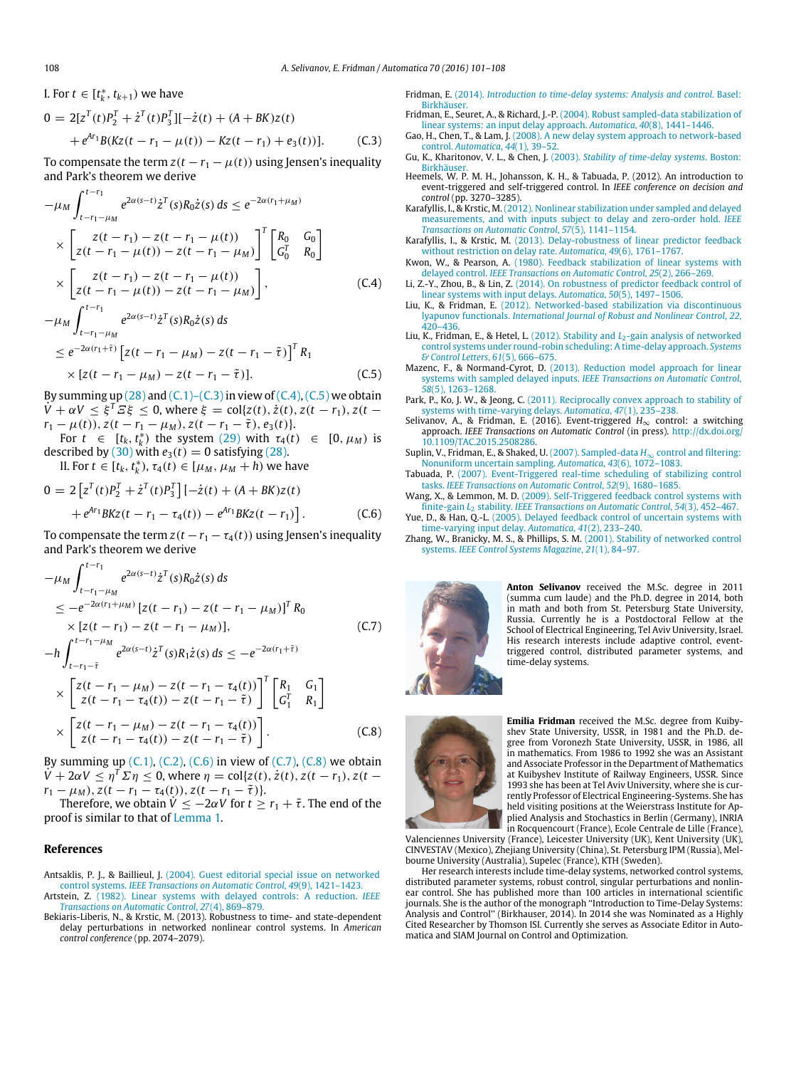I. For $t \in [t_k^*, t_{k+1})$ we have

$$
\begin{aligned}
0 = {} & 2[z^T(t)P_2^T + \dot{z}^T(t)P_3^T][-\dot{z}(t) + (A + BK)z(t) \\
& + e^{Ar_1}B(Kz(t - r_1 - \mu(t)) - Kz(t - r_1) + e_3(t))]. \qquad \text{(C.3)}
\end{aligned}
$$

To compensate the term $z(t - r_1 - \mu(t))$ using Jensen's inequality and Park's theorem we derive

$$
\begin{aligned}
-\mu_M & \int_{t-r_1-\mu_M}^{t-r_1} e^{2\alpha(s-t)}\dot{z}^T(s)R_0\dot{z}(s)\,ds \le e^{-2\alpha(r_1+\mu_M)} \\
& \times \begin{bmatrix} z(t - r_1) - z(t - r_1 - \mu(t)) \\ z(t - r_1 - \mu(t)) - z(t - r_1 - \mu_M) \end{bmatrix}^T \begin{bmatrix} R_0 & G_0 \\ G_0^T & R_0 \end{bmatrix} \\
& \times \begin{bmatrix} z(t - r_1) - z(t - r_1 - \mu(t)) \\ z(t - r_1 - \mu(t)) - z(t - r_1 - \mu_M) \end{bmatrix}, \qquad \text{(C.4)} \\
-\mu_M & \int_{t-r_1-\mu_M}^{t-r_1} e^{2\alpha(s-t)}\dot{z}^T(s)R_0\dot{z}(s)\,ds \\
& \le e^{-2\alpha(r_1+\tilde{\tau})}\left[z(t - r_1 - \mu_M) - z(t - r_1 - \tilde{\tau})\right]^T R_1 \\
& \times [z(t - r_1 - \mu_M) - z(t - r_1 - \tilde{\tau})]. \qquad \text{(C.5)}
\end{aligned}
$$

By summing up (28) and (C.1)–(C.3) in view of (C.4), (C.5) we obtain $\dot{V} + \alpha V \le \xi^T \Xi \xi \le 0$, where $\xi = \text{col}\{z(t), \dot{z}(t), z(t - r_1), z(t - r_1 - \mu(t)), z(t - r_1 - \mu_M), z(t - r_1 - \tilde{\tau}), e_3(t)\}$.

For $t \in [t_k, t_k^*)$ the system (29) with $\tau_4(t) \in [0, \mu_M)$ is described by (30) with $e_3(t) = 0$ satisfying (28).

II. For $t \in [t_k, t_k^*)$, $\tau_4(t) \in [\mu_M, \mu_M + h)$ we have

$$
\begin{aligned}
0 = {} & 2\left[z^T(t)P_2^T + \dot{z}^T(t)P_3^T\right]\left[-\dot{z}(t) + (A + BK)z(t)\right. \\
& \left. + e^{Ar_1}BKz(t - r_1 - \tau_4(t)) - e^{Ar_1}BKz(t - r_1)\right]. \qquad \text{(C.6)}
\end{aligned}
$$

To compensate the term $z(t - r_1 - \tau_4(t))$ using Jensen's inequality and Park's theorem we derive

$$
\begin{aligned}
-\mu_M & \int_{t-r_1-\mu_M}^{t-r_1} e^{2\alpha(s-t)}\dot{z}^T(s)R_0\dot{z}(s)\,ds \\
& \le -e^{-2\alpha(r_1+\mu_M)}[z(t - r_1) - z(t - r_1 - \mu_M)]^T R_0 \\
& \times [z(t - r_1) - z(t - r_1 - \mu_M)], \qquad \text{(C.7)} \\
-h & \int_{t-r_1-\tilde{\tau}}^{t-r_1-\mu_M} e^{2\alpha(s-t)}\dot{z}^T(s)R_1\dot{z}(s)\,ds \le -e^{-2\alpha(r_1+\tilde{\tau})} \\
& \times \begin{bmatrix} z(t - r_1 - \mu_M) - z(t - r_1 - \tau_4(t)) \\ z(t - r_1 - \tau_4(t)) - z(t - r_1 - \tilde{\tau}) \end{bmatrix}^T \begin{bmatrix} R_1 & G_1 \\ G_1^T & R_1 \end{bmatrix} \\
& \times \begin{bmatrix} z(t - r_1 - \mu_M) - z(t - r_1 - \tau_4(t)) \\ z(t - r_1 - \tau_4(t)) - z(t - r_1 - \tilde{\tau}) \end{bmatrix}. \qquad \text{(C.8)}
\end{aligned}
$$

By summing up (C.1), (C.2), (C.6) in view of (C.7), (C.8) we obtain $\dot{V} + 2\alpha V \le \eta^T \Sigma \eta \le 0$, where $\eta = \text{col}\{z(t), \dot{z}(t), z(t - r_1), z(t - r_1 - \mu_M), z(t - r_1 - \tau_4(t)), z(t - r_1 - \tilde{\tau})\}$.

Therefore, we obtain $\dot{V} \le -2\alpha V$ for $t \ge r_1 + \tilde{\tau}$. The end of the proof is similar to that of Lemma 1.

## References

Antsaklis, P. J., & Baillieul, J. (2004). Guest editorial special issue on networked control systems. *IEEE Transactions on Automatic Control*, *49*(9), 1421–1423.

Artstein, Z. (1982). Linear systems with delayed controls: A reduction. *IEEE Transactions on Automatic Control*, *27*(4), 869–879.

Bekiaris-Liberis, N., & Krstic, M. (2013). Robustness to time- and state-dependent delay perturbations in networked nonlinear control systems. In *American control conference* (pp. 2074–2079).

Fridman, E. (2014). *Introduction to time-delay systems: Analysis and control*. Basel: Birkhäuser.

Fridman, E., Seuret, A., & Richard, J.-P. (2004). Robust sampled-data stabilization of linear systems: an input delay approach. *Automatica*, *40*(8), 1441–1446.

Gao, H., Chen, T., & Lam, J. (2008). A new delay system approach to network-based control. *Automatica*, *44*(1), 39–52.

Gu, K., Kharitonov, V. L., & Chen, J. (2003). *Stability of time-delay systems*. Boston: Birkhäuser.

Heemels, W. P. M. H., Johansson, K. H., & Tabuada, P. (2012). An introduction to event-triggered and self-triggered control. In *IEEE conference on decision and control* (pp. 3270–3285).

Karafyllis, I., & Krstic, M. (2012). Nonlinear stabilization under sampled and delayed measurements, and with inputs subject to delay and zero-order hold. *IEEE Transactions on Automatic Control*, *57*(5), 1141–1154.

Karafyllis, I., & Krstic, M. (2013). Delay-robustness of linear predictor feedback without restriction on delay rate. *Automatica*, *49*(6), 1761–1767.

Kwon, W., & Pearson, A. (1980). Feedback stabilization of linear systems with delayed control. *IEEE Transactions on Automatic Control*, *25*(2), 266–269.

Li, Z.-Y., Zhou, B., & Lin, Z. (2014). On robustness of predictor feedback control of linear systems with input delays. *Automatica*, *50*(5), 1497–1506.

Liu, K., & Fridman, E. (2012). Networked-based stabilization via discontinuous lyapunov functionals. *International Journal of Robust and Nonlinear Control*, *22*, 420–436.

Liu, K., Fridman, E., & Hetel, L. (2012). Stability and $L_2$-gain analysis of networked control systems under round-robin scheduling: A time-delay approach. *Systems & Control Letters*, *61*(5), 666–675.

Mazenc, F., & Normand-Cyrot, D. (2013). Reduction model approach for linear systems with sampled delayed inputs. *IEEE Transactions on Automatic Control*, *58*(5), 1263–1268.

Park, P., Ko, J. W., & Jeong, C. (2011). Reciprocally convex approach to stability of systems with time-varying delays. *Automatica*, *47*(1), 235–238.

Selivanov, A., & Fridman, E. (2016). Event-triggered $H_\infty$ control: a switching approach. *IEEE Transactions on Automatic Control* (in press). http://dx.doi.org/10.1109/TAC.2015.2508286.

Suplin, V., Fridman, E., & Shaked, U. (2007). Sampled-data $H_\infty$ control and filtering: Nonuniform uncertain sampling. *Automatica*, *43*(6), 1072–1083.

Tabuada, P. (2007). Event-Triggered real-time scheduling of stabilizing control tasks. *IEEE Transactions on Automatic Control*, *52*(9), 1680–1685.

Wang, X., & Lemmon, M. D. (2009). Self-Triggered feedback control systems with finite-gain $L_2$ stability. *IEEE Transactions on Automatic Control*, *54*(3), 452–467.

Yue, D., & Han, Q.-L. (2005). Delayed feedback control of uncertain systems with time-varying input delay. *Automatica*, *41*(2), 233–240.

Zhang, W., Branicky, M. S., & Phillips, S. M. (2001). Stability of networked control systems. *IEEE Control Systems Magazine*, *21*(1), 84–97.

**Anton Selivanov** received the M.Sc. degree in 2011 (summa cum laude) and the Ph.D. degree in 2014, both in math and both from St. Petersburg State University, Russia. Currently he is a Postdoctoral Fellow at the School of Electrical Engineering, Tel Aviv University, Israel. His research interests include adaptive control, event-triggered control, distributed parameter systems, and time-delay systems.

**Emilia Fridman** received the M.Sc. degree from Kuibyshev State University, USSR, in 1981 and the Ph.D. degree from Voronezh State University, USSR, in 1986, all in mathematics. From 1986 to 1992 she was an Assistant and Associate Professor in the Department of Mathematics at Kuibyshev Institute of Railway Engineers, USSR. Since 1993 she has been at Tel Aviv University, where she is currently Professor of Electrical Engineering-Systems. She has held visiting positions at the Weierstrass Institute for Applied Analysis and Stochastics in Berlin (Germany), INRIA in Rocquencourt (France), Ecole Centrale de Lille (France), Valenciennes University (France), Leicester University (UK), Kent University (UK), CINVESTAV (Mexico), Zhejiang University (China), St. Petersburg IPM (Russia), Melbourne University (Australia), Supelec (France), KTH (Sweden).

Her research interests include time-delay systems, networked control systems, distributed parameter systems, robust control, singular perturbations and nonlinear control. She has published more than 100 articles in international scientific journals. She is the author of the monograph "Introduction to Time-Delay Systems: Analysis and Control" (Birkhauser, 2014). In 2014 she was Nominated as a Highly Cited Researcher by Thomson ISI. Currently she serves as Associate Editor in Automatica and SIAM Journal on Control and Optimization.